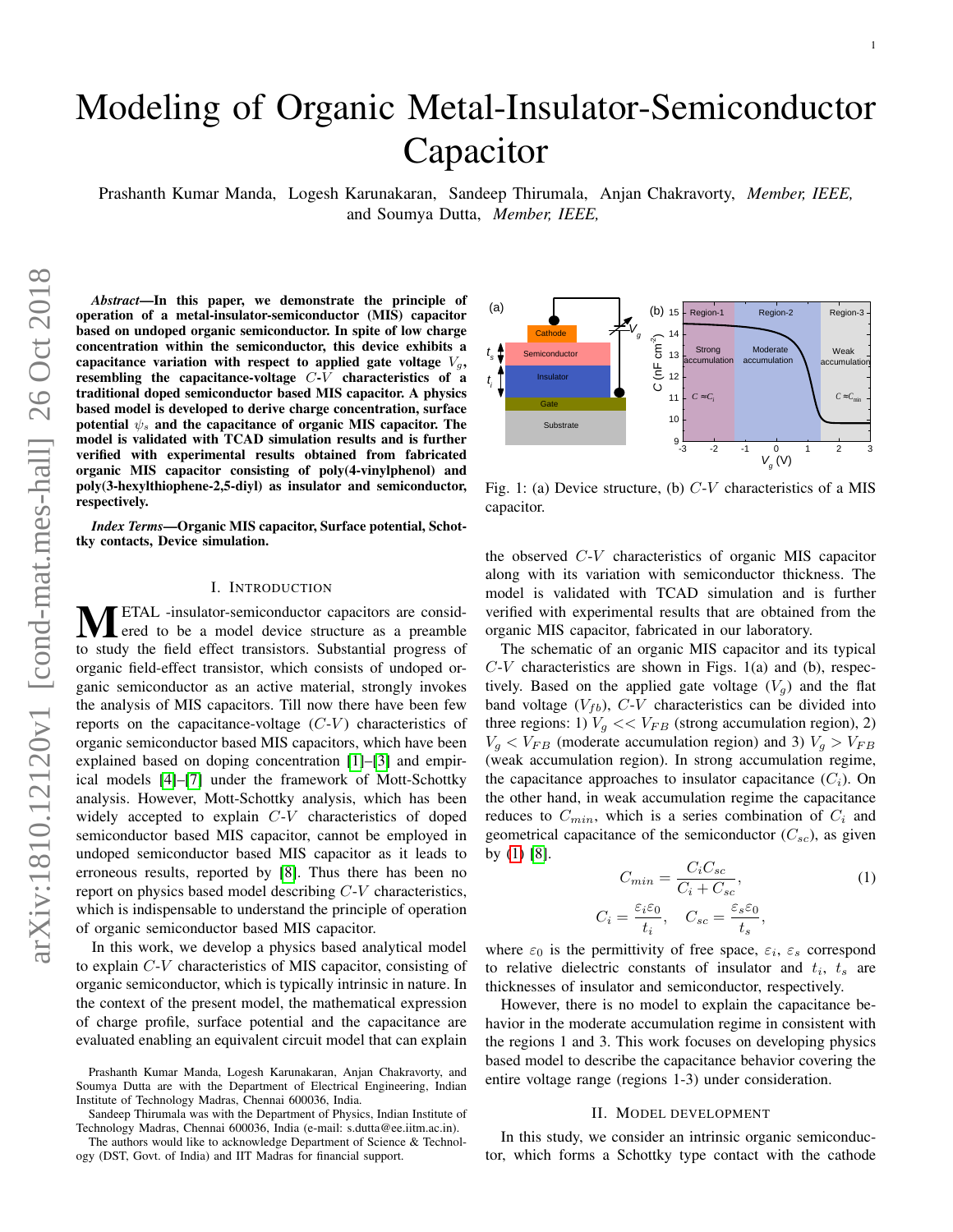# Modeling of Organic Metal-Insulator-Semiconductor Capacitor

Prashanth Kumar Manda, Logesh Karunakaran, Sandeep Thirumala, Anjan Chakravorty, *Member, IEEE,* and Soumya Dutta, *Member, IEEE,*

***Abstract*—In this paper, we demonstrate the principle of operation of a metal-insulator-semiconductor (MIS) capacitor based on undoped organic semiconductor. In spite of low charge concentration within the semiconductor, this device exhibits a capacitance variation with respect to applied gate voltage $V_g$, resembling the capacitance-voltage $C$-$V$ characteristics of a traditional doped semiconductor based MIS capacitor. A physics based model is developed to derive charge concentration, surface potential $\psi_s$ and the capacitance of organic MIS capacitor. The model is validated with TCAD simulation results and is further verified with experimental results obtained from fabricated organic MIS capacitor consisting of poly(4-vinylphenol) and poly(3-hexylthiophene-2,5-diyl) as insulator and semiconductor, respectively.**

***Index Terms*—Organic MIS capacitor, Surface potential, Schottky contacts, Device simulation.**

## I. Introduction

Metal -insulator-semiconductor capacitors are considered to be a model device structure as a preamble to study the field effect transistors. Substantial progress of organic field-effect transistor, which consists of undoped organic semiconductor as an active material, strongly invokes the analysis of MIS capacitors. Till now there have been few reports on the capacitance-voltage ($C$-$V$) characteristics of organic semiconductor based MIS capacitors, which have been explained based on doping concentration [1]–[3] and empirical models [4]–[7] under the framework of Mott-Schottky analysis. However, Mott-Schottky analysis, which has been widely accepted to explain $C$-$V$ characteristics of doped semiconductor based MIS capacitor, cannot be employed in undoped semiconductor based MIS capacitor as it leads to erroneous results, reported by [8]. Thus there has been no report on physics based model describing $C$-$V$ characteristics, which is indispensable to understand the principle of operation of organic semiconductor based MIS capacitor.

In this work, we develop a physics based analytical model to explain $C$-$V$ characteristics of MIS capacitor, consisting of organic semiconductor, which is typically intrinsic in nature. In the context of the present model, the mathematical expression of charge profile, surface potential and the capacitance are evaluated enabling an equivalent circuit model that can explain the observed $C$-$V$ characteristics of organic MIS capacitor along with its variation with semiconductor thickness. The model is validated with TCAD simulation and is further verified with experimental results that are obtained from the organic MIS capacitor, fabricated in our laboratory.

Fig. 1: (a) Device structure, (b) $C$-$V$ characteristics of a MIS capacitor.

The schematic of an organic MIS capacitor and its typical $C$-$V$ characteristics are shown in Figs. 1(a) and (b), respectively. Based on the applied gate voltage ($V_g$) and the flat band voltage ($V_{fb}$), $C$-$V$ characteristics can be divided into three regions: 1) $V_g << V_{FB}$ (strong accumulation region), 2) $V_g < V_{FB}$ (moderate accumulation region) and 3) $V_g > V_{FB}$ (weak accumulation region). In strong accumulation regime, the capacitance approaches to insulator capacitance ($C_i$). On the other hand, in weak accumulation regime the capacitance reduces to $C_{min}$, which is a series combination of $C_i$ and geometrical capacitance of the semiconductor ($C_{sc}$), as given by (1) [8].

$$C_{min} = \frac{C_i C_{sc}}{C_i + C_{sc}}, \tag{1}$$

$$C_i = \frac{\varepsilon_i \varepsilon_0}{t_i}, \quad C_{sc} = \frac{\varepsilon_s \varepsilon_0}{t_s},$$

where $\varepsilon_0$ is the permittivity of free space, $\varepsilon_i$, $\varepsilon_s$ correspond to relative dielectric constants of insulator and $t_i$, $t_s$ are thicknesses of insulator and semiconductor, respectively.

However, there is no model to explain the capacitance behavior in the moderate accumulation regime in consistent with the regions 1 and 3. This work focuses on developing physics based model to describe the capacitance behavior covering the entire voltage range (regions 1-3) under consideration.

## II. Model Development

In this study, we consider an intrinsic organic semiconductor, which forms a Schottky type contact with the cathode

Prashanth Kumar Manda, Logesh Karunakaran, Anjan Chakravorty, and Soumya Dutta are with the Department of Electrical Engineering, Indian Institute of Technology Madras, Chennai 600036, India.

Sandeep Thirumala was with the Department of Physics, Indian Institute of Technology Madras, Chennai 600036, India (e-mail: s.dutta@ee.iitm.ac.in).

The authors would like to acknowledge Department of Science & Technology (DST, Govt. of India) and IIT Madras for financial support.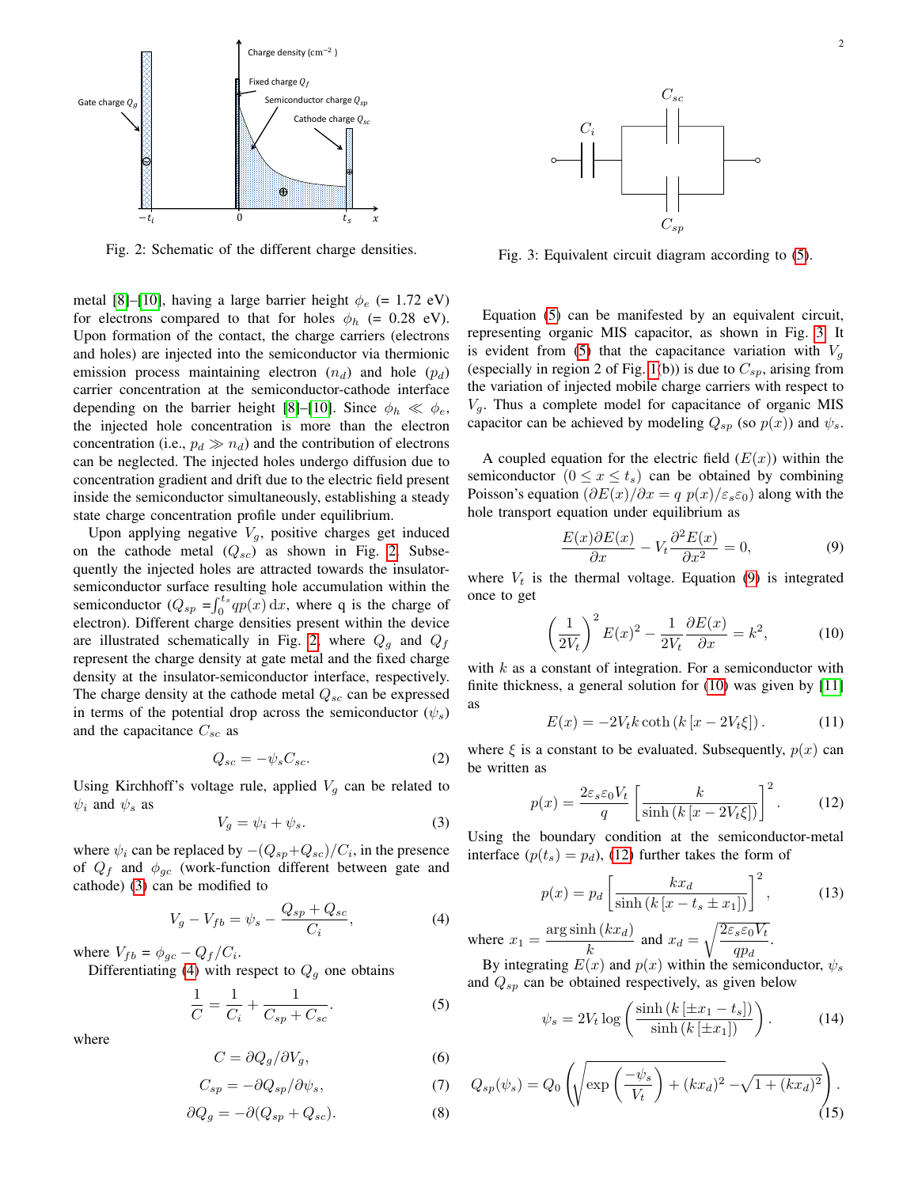Fig. 2: Schematic of the different charge densities.

Fig. 3: Equivalent circuit diagram according to (5).

metal [8]–[10], having a large barrier height $\phi_e$ (= 1.72 eV) for electrons compared to that for holes $\phi_h$ (= 0.28 eV). Upon formation of the contact, the charge carriers (electrons and holes) are injected into the semiconductor via thermionic emission process maintaining electron ($n_d$) and hole ($p_d$) carrier concentration at the semiconductor-cathode interface depending on the barrier height [8]–[10]. Since $\phi_h \ll \phi_e$, the injected hole concentration is more than the electron concentration (i.e., $p_d \gg n_d$) and the contribution of electrons can be neglected. The injected holes undergo diffusion due to concentration gradient and drift due to the electric field present inside the semiconductor simultaneously, establishing a steady state charge concentration profile under equilibrium.

Upon applying negative $V_g$, positive charges get induced on the cathode metal ($Q_{sc}$) as shown in Fig. 2. Subsequently the injected holes are attracted towards the insulator-semiconductor surface resulting hole accumulation within the semiconductor ($Q_{sp} = \int_0^{t_s} qp(x)\,\mathrm{d}x$, where q is the charge of electron). Different charge densities present within the device are illustrated schematically in Fig. 2, where $Q_g$ and $Q_f$ represent the charge density at gate metal and the fixed charge density at the insulator-semiconductor interface, respectively. The charge density at the cathode metal $Q_{sc}$ can be expressed in terms of the potential drop across the semiconductor ($\psi_s$) and the capacitance $C_{sc}$ as

$$Q_{sc} = -\psi_s C_{sc}. \tag{2}$$

Using Kirchhoff's voltage rule, applied $V_g$ can be related to $\psi_i$ and $\psi_s$ as

$$V_g = \psi_i + \psi_s. \tag{3}$$

where $\psi_i$ can be replaced by $-(Q_{sp}+Q_{sc})/C_i$, in the presence of $Q_f$ and $\phi_{gc}$ (work-function different between gate and cathode) (3) can be modified to

$$V_g - V_{fb} = \psi_s - \frac{Q_{sp} + Q_{sc}}{C_i}, \tag{4}$$

where $V_{fb} = \phi_{gc} - Q_f/C_i$.

Differentiating (4) with respect to $Q_g$ one obtains

$$\frac{1}{C} = \frac{1}{C_i} + \frac{1}{C_{sp} + C_{sc}}. \tag{5}$$

where

$$C = \partial Q_g / \partial V_g, \tag{6}$$

$$C_{sp} = -\partial Q_{sp} / \partial \psi_s, \tag{7}$$

$$\partial Q_g = -\partial (Q_{sp} + Q_{sc}). \tag{8}$$

Equation (5) can be manifested by an equivalent circuit, representing organic MIS capacitor, as shown in Fig. 3. It is evident from (5) that the capacitance variation with $V_g$ (especially in region 2 of Fig. 1(b)) is due to $C_{sp}$, arising from the variation of injected mobile charge carriers with respect to $V_g$. Thus a complete model for capacitance of organic MIS capacitor can be achieved by modeling $Q_{sp}$ (so $p(x)$) and $\psi_s$.

A coupled equation for the electric field ($E(x)$) within the semiconductor ($0 \leq x \leq t_s$) can be obtained by combining Poisson's equation ($\partial E(x)/\partial x = q\ p(x)/\varepsilon_s \varepsilon_0$) along with the hole transport equation under equilibrium as

$$\frac{E(x)\partial E(x)}{\partial x} - V_t \frac{\partial^2 E(x)}{\partial x^2} = 0, \tag{9}$$

where $V_t$ is the thermal voltage. Equation (9) is integrated once to get

$$\left(\frac{1}{2V_t}\right)^2 E(x)^2 - \frac{1}{2V_t}\frac{\partial E(x)}{\partial x} = k^2, \tag{10}$$

with $k$ as a constant of integration. For a semiconductor with finite thickness, a general solution for (10) was given by [11] as

$$E(x) = -2V_t k \coth\left(k\left[x - 2V_t \xi\right]\right). \tag{11}$$

where $\xi$ is a constant to be evaluated. Subsequently, $p(x)$ can be written as

$$p(x) = \frac{2\varepsilon_s \varepsilon_0 V_t}{q}\left[\frac{k}{\sinh\left(k\left[x - 2V_t \xi\right]\right)}\right]^2. \tag{12}$$

Using the boundary condition at the semiconductor-metal interface ($p(t_s) = p_d$), (12) further takes the form of

$$p(x) = p_d\left[\frac{k x_d}{\sinh\left(k\left[x - t_s \pm x_1\right]\right)}\right]^2, \tag{13}$$

where $x_1 = \dfrac{\arg\sinh\left(k x_d\right)}{k}$ and $x_d = \sqrt{\dfrac{2\varepsilon_s \varepsilon_0 V_t}{q p_d}}$.

By integrating $E(x)$ and $p(x)$ within the semiconductor, $\psi_s$ and $Q_{sp}$ can be obtained respectively, as given below

$$\psi_s = 2V_t \log\left(\frac{\sinh\left(k\left[\pm x_1 - t_s\right]\right)}{\sinh\left(k\left[\pm x_1\right]\right)}\right). \tag{14}$$

$$Q_{sp}(\psi_s) = Q_0\left(\sqrt{\exp\left(\frac{-\psi_s}{V_t}\right) + (k x_d)^2} - \sqrt{1 + (k x_d)^2}\right). \tag{15}$$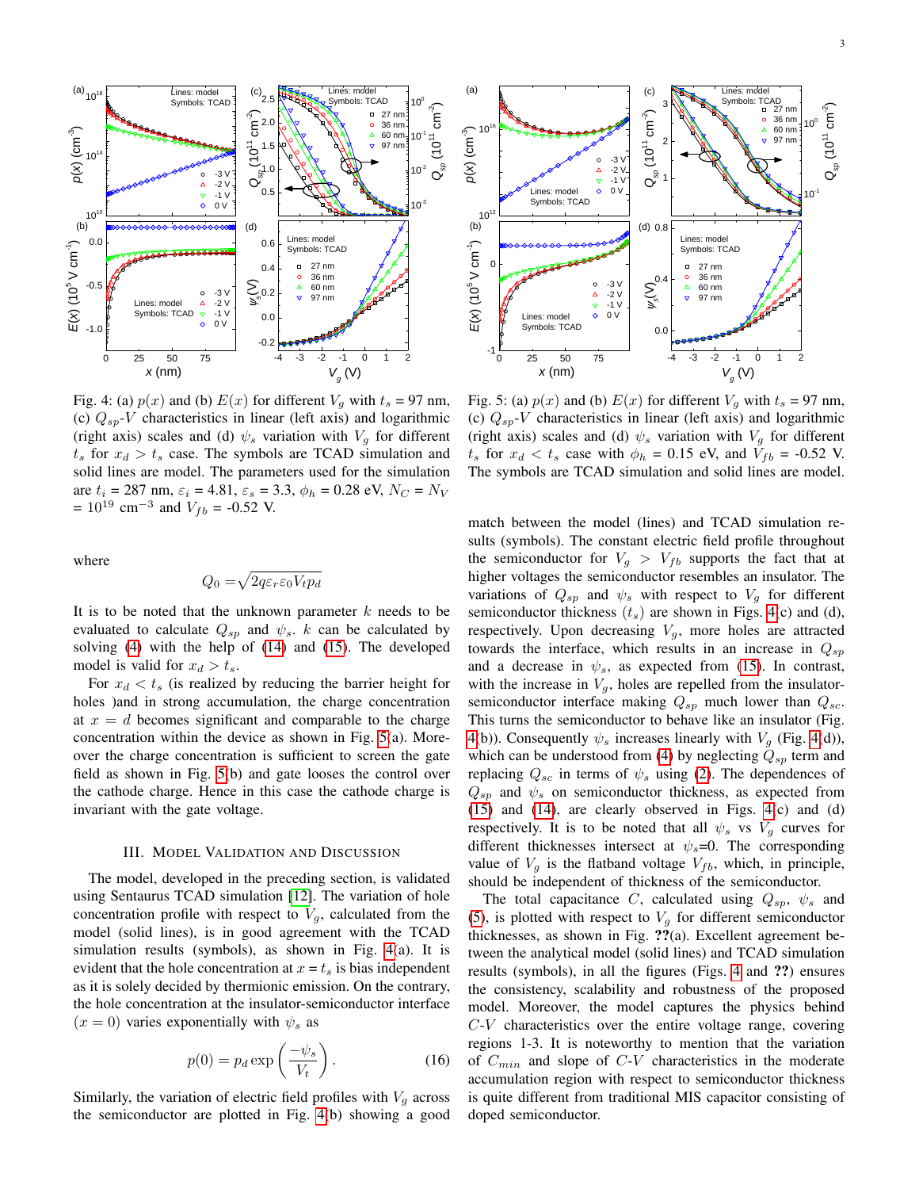Fig. 4: (a) $p(x)$ and (b) $E(x)$ for different $V_g$ with $t_s$ = 97 nm, (c) $Q_{sp}$-$V$ characteristics in linear (left axis) and logarithmic (right axis) scales and (d) $\psi_s$ variation with $V_g$ for different $t_s$ for $x_d > t_s$ case. The symbols are TCAD simulation and solid lines are model. The parameters used for the simulation are $t_i$ = 287 nm, $\varepsilon_i$ = 4.81, $\varepsilon_s$ = 3.3, $\phi_h$ = 0.28 eV, $N_C$ = $N_V$ = $10^{19}$ cm$^{-3}$ and $V_{fb}$ = -0.52 V.

Fig. 5: (a) $p(x)$ and (b) $E(x)$ for different $V_g$ with $t_s$ = 97 nm, (c) $Q_{sp}$-$V$ characteristics in linear (left axis) and logarithmic (right axis) scales and (d) $\psi_s$ variation with $V_g$ for different $t_s$ for $x_d < t_s$ case with $\phi_h$ = 0.15 eV, and $V_{fb}$ = -0.52 V. The symbols are TCAD simulation and solid lines are model.

where

$$Q_0 = \sqrt{2q\varepsilon_r\varepsilon_0 V_t p_d}$$

It is to be noted that the unknown parameter $k$ needs to be evaluated to calculate $Q_{sp}$ and $\psi_s$. $k$ can be calculated by solving (4) with the help of (14) and (15). The developed model is valid for $x_d > t_s$.

For $x_d < t_s$ (is realized by reducing the barrier height for holes )and in strong accumulation, the charge concentration at $x = d$ becomes significant and comparable to the charge concentration within the device as shown in Fig. 5(a). Moreover the charge concentration is sufficient to screen the gate field as shown in Fig. 5(b) and gate looses the control over the cathode charge. Hence in this case the cathode charge is invariant with the gate voltage.

## III. Model Validation and Discussion

The model, developed in the preceding section, is validated using Sentaurus TCAD simulation [12]. The variation of hole concentration profile with respect to $V_g$, calculated from the model (solid lines), is in good agreement with the TCAD simulation results (symbols), as shown in Fig. 4(a). It is evident that the hole concentration at $x = t_s$ is bias independent as it is solely decided by thermionic emission. On the contrary, the hole concentration at the insulator-semiconductor interface $(x = 0)$ varies exponentially with $\psi_s$ as

$$p(0) = p_d \exp\left(\frac{-\psi_s}{V_t}\right). \tag{16}$$

Similarly, the variation of electric field profiles with $V_g$ across the semiconductor are plotted in Fig. 4(b) showing a good match between the model (lines) and TCAD simulation results (symbols). The constant electric field profile throughout the semiconductor for $V_g > V_{fb}$ supports the fact that at higher voltages the semiconductor resembles an insulator. The variations of $Q_{sp}$ and $\psi_s$ with respect to $V_g$ for different semiconductor thickness ($t_s$) are shown in Figs. 4(c) and (d), respectively. Upon decreasing $V_g$, more holes are attracted towards the interface, which results in an increase in $Q_{sp}$ and a decrease in $\psi_s$, as expected from (15). In contrast, with the increase in $V_g$, holes are repelled from the insulator-semiconductor interface making $Q_{sp}$ much lower than $Q_{sc}$. This turns the semiconductor to behave like an insulator (Fig. 4(b)). Consequently $\psi_s$ increases linearly with $V_g$ (Fig. 4(d)), which can be understood from (4) by neglecting $Q_{sp}$ term and replacing $Q_{sc}$ in terms of $\psi_s$ using (2). The dependences of $Q_{sp}$ and $\psi_s$ on semiconductor thickness, as expected from (15) and (14), are clearly observed in Figs. 4(c) and (d) respectively. It is to be noted that all $\psi_s$ vs $V_g$ curves for different thicknesses intersect at $\psi_s$=0. The corresponding value of $V_g$ is the flatband voltage $V_{fb}$, which, in principle, should be independent of thickness of the semiconductor.

The total capacitance $C$, calculated using $Q_{sp}$, $\psi_s$ and (5), is plotted with respect to $V_g$ for different semiconductor thicknesses, as shown in Fig. ??(a). Excellent agreement between the analytical model (solid lines) and TCAD simulation results (symbols), in all the figures (Figs. 4 and ??) ensures the consistency, scalability and robustness of the proposed model. Moreover, the model captures the physics behind $C$-$V$ characteristics over the entire voltage range, covering regions 1-3. It is noteworthy to mention that the variation of $C_{min}$ and slope of $C$-$V$ characteristics in the moderate accumulation region with respect to semiconductor thickness is quite different from traditional MIS capacitor consisting of doped semiconductor.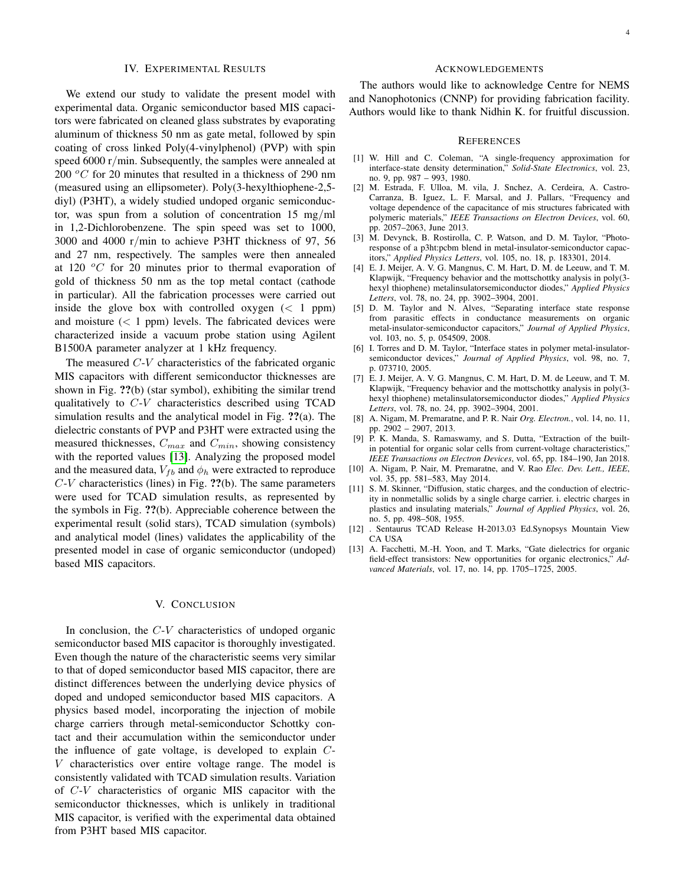## IV. Experimental Results

We extend our study to validate the present model with experimental data. Organic semiconductor based MIS capacitors were fabricated on cleaned glass substrates by evaporating aluminum of thickness 50 nm as gate metal, followed by spin coating of cross linked Poly(4-vinylphenol) (PVP) with spin speed 6000 r/min. Subsequently, the samples were annealed at 200 $^{o}C$ for 20 minutes that resulted in a thickness of 290 nm (measured using an ellipsometer). Poly(3-hexylthiophene-2,5-diyl) (P3HT), a widely studied undoped organic semiconductor, was spun from a solution of concentration 15 mg/ml in 1,2-Dichlorobenzene. The spin speed was set to 1000, 3000 and 4000 r/min to achieve P3HT thickness of 97, 56 and 27 nm, respectively. The samples were then annealed at 120 $^{o}C$ for 20 minutes prior to thermal evaporation of gold of thickness 50 nm as the top metal contact (cathode in particular). All the fabrication processes were carried out inside the glove box with controlled oxygen ($<$ 1 ppm) and moisture ($<$ 1 ppm) levels. The fabricated devices were characterized inside a vacuum probe station using Agilent B1500A parameter analyzer at 1 kHz frequency.

The measured $C$-$V$ characteristics of the fabricated organic MIS capacitors with different semiconductor thicknesses are shown in Fig. ??(b) (star symbol), exhibiting the similar trend qualitatively to $C$-$V$ characteristics described using TCAD simulation results and the analytical model in Fig. ??(a). The dielectric constants of PVP and P3HT were extracted using the measured thicknesses, $C_{max}$ and $C_{min}$, showing consistency with the reported values [13]. Analyzing the proposed model and the measured data, $V_{fb}$ and $\phi_h$ were extracted to reproduce $C$-$V$ characteristics (lines) in Fig. ??(b). The same parameters were used for TCAD simulation results, as represented by the symbols in Fig. ??(b). Appreciable coherence between the experimental result (solid stars), TCAD simulation (symbols) and analytical model (lines) validates the applicability of the presented model in case of organic semiconductor (undoped) based MIS capacitors.

## V. Conclusion

In conclusion, the $C$-$V$ characteristics of undoped organic semiconductor based MIS capacitor is thoroughly investigated. Even though the nature of the characteristic seems very similar to that of doped semiconductor based MIS capacitor, there are distinct differences between the underlying device physics of doped and undoped semiconductor based MIS capacitors. A physics based model, incorporating the injection of mobile charge carriers through metal-semiconductor Schottky contact and their accumulation within the semiconductor under the influence of gate voltage, is developed to explain $C$-$V$ characteristics over entire voltage range. The model is consistently validated with TCAD simulation results. Variation of $C$-$V$ characteristics of organic MIS capacitor with the semiconductor thicknesses, which is unlikely in traditional MIS capacitor, is verified with the experimental data obtained from P3HT based MIS capacitor.

## Acknowledgements

The authors would like to acknowledge Centre for NEMS and Nanophotonics (CNNP) for providing fabrication facility. Authors would like to thank Nidhin K. for fruitful discussion.

## References

[1] W. Hill and C. Coleman, "A single-frequency approximation for interface-state density determination," *Solid-State Electronics*, vol. 23, no. 9, pp. 987 – 993, 1980.

[2] M. Estrada, F. Ulloa, M. vila, J. Snchez, A. Cerdeira, A. Castro-Carranza, B. Iguez, L. F. Marsal, and J. Pallars, "Frequency and voltage dependence of the capacitance of mis structures fabricated with polymeric materials," *IEEE Transactions on Electron Devices*, vol. 60, pp. 2057–2063, June 2013.

[3] M. Devynck, B. Rostirolla, C. P. Watson, and D. M. Taylor, "Photo-response of a p3ht:pcbm blend in metal-insulator-semiconductor capacitors," *Applied Physics Letters*, vol. 105, no. 18, p. 183301, 2014.

[4] E. J. Meijer, A. V. G. Mangnus, C. M. Hart, D. M. de Leeuw, and T. M. Klapwijk, "Frequency behavior and the mottschottky analysis in poly(3-hexyl thiophene) metalinsulatorsemiconductor diodes," *Applied Physics Letters*, vol. 78, no. 24, pp. 3902–3904, 2001.

[5] D. M. Taylor and N. Alves, "Separating interface state response from parasitic effects in conductance measurements on organic metal-insulator-semiconductor capacitors," *Journal of Applied Physics*, vol. 103, no. 5, p. 054509, 2008.

[6] I. Torres and D. M. Taylor, "Interface states in polymer metal-insulator-semiconductor devices," *Journal of Applied Physics*, vol. 98, no. 7, p. 073710, 2005.

[7] E. J. Meijer, A. V. G. Mangnus, C. M. Hart, D. M. de Leeuw, and T. M. Klapwijk, "Frequency behavior and the mottschottky analysis in poly(3-hexyl thiophene) metalinsulatorsemiconductor diodes," *Applied Physics Letters*, vol. 78, no. 24, pp. 3902–3904, 2001.

[8] A. Nigam, M. Premaratne, and P. R. Nair *Org. Electron.*, vol. 14, no. 11, pp. 2902 – 2907, 2013.

[9] P. K. Manda, S. Ramaswamy, and S. Dutta, "Extraction of the built-in potential for organic solar cells from current-voltage characteristics," *IEEE Transactions on Electron Devices*, vol. 65, pp. 184–190, Jan 2018.

[10] A. Nigam, P. Nair, M. Premaratne, and V. Rao *Elec. Dev. Lett., IEEE*, vol. 35, pp. 581–583, May 2014.

[11] S. M. Skinner, "Diffusion, static charges, and the conduction of electricity in nonmetallic solids by a single charge carrier. i. electric charges in plastics and insulating materials," *Journal of Applied Physics*, vol. 26, no. 5, pp. 498–508, 1955.

[12] . Sentaurus TCAD Release H-2013.03 Ed.Synopsys Mountain View CA USA

[13] A. Facchetti, M.-H. Yoon, and T. Marks, "Gate dielectrics for organic field-effect transistors: New opportunities for organic electronics," *Advanced Materials*, vol. 17, no. 14, pp. 1705–1725, 2005.